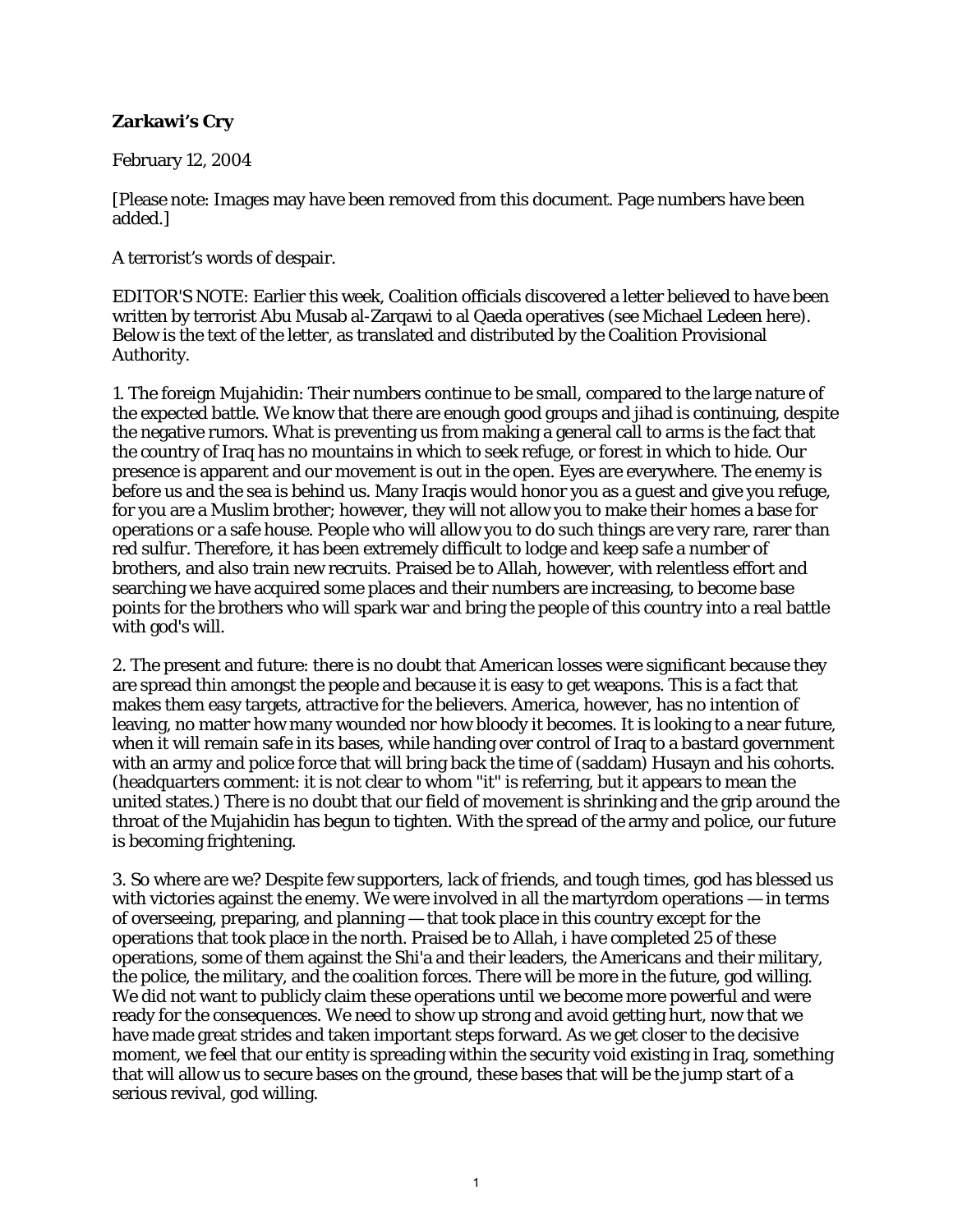**Zarkawi's Cry**

February 12, 2004

[Please note: Images may have been removed from this document. Page numbers have been added.]

A terrorist's words of despair.

EDITOR'S NOTE: Earlier this week, Coalition officials discovered a letter believed to have been written by terrorist Abu Musab al-Zarqawi to al Qaeda operatives (see Michael Ledeen here). Below is the text of the letter, as translated and distributed by the Coalition Provisional Authority.

1. The foreign Mujahidin: Their numbers continue to be small, compared to the large nature of the expected battle. We know that there are enough good groups and jihad is continuing, despite the negative rumors. What is preventing us from making a general call to arms is the fact that the country of Iraq has no mountains in which to seek refuge, or forest in which to hide. Our presence is apparent and our movement is out in the open. Eyes are everywhere. The enemy is before us and the sea is behind us. Many Iraqis would honor you as a guest and give you refuge, for you are a Muslim brother; however, they will not allow you to make their homes a base for operations or a safe house. People who will allow you to do such things are very rare, rarer than red sulfur. Therefore, it has been extremely difficult to lodge and keep safe a number of brothers, and also train new recruits. Praised be to Allah, however, with relentless effort and searching we have acquired some places and their numbers are increasing, to become base points for the brothers who will spark war and bring the people of this country into a real battle with god's will.

2. The present and future: there is no doubt that American losses were significant because they are spread thin amongst the people and because it is easy to get weapons. This is a fact that makes them easy targets, attractive for the believers. America, however, has no intention of leaving, no matter how many wounded nor how bloody it becomes. It is looking to a near future, when it will remain safe in its bases, while handing over control of Iraq to a bastard government with an army and police force that will bring back the time of (saddam) Husayn and his cohorts. (headquarters comment: it is not clear to whom "it" is referring, but it appears to mean the united states.) There is no doubt that our field of movement is shrinking and the grip around the throat of the Mujahidin has begun to tighten. With the spread of the army and police, our future is becoming frightening.

3. So where are we? Despite few supporters, lack of friends, and tough times, god has blessed us with victories against the enemy. We were involved in all the martyrdom operations — in terms of overseeing, preparing, and planning — that took place in this country except for the operations that took place in the north. Praised be to Allah, i have completed 25 of these operations, some of them against the Shi'a and their leaders, the Americans and their military, the police, the military, and the coalition forces. There will be more in the future, god willing. We did not want to publicly claim these operations until we become more powerful and were ready for the consequences. We need to show up strong and avoid getting hurt, now that we have made great strides and taken important steps forward. As we get closer to the decisive moment, we feel that our entity is spreading within the security void existing in Iraq, something that will allow us to secure bases on the ground, these bases that will be the jump start of a serious revival, god willing.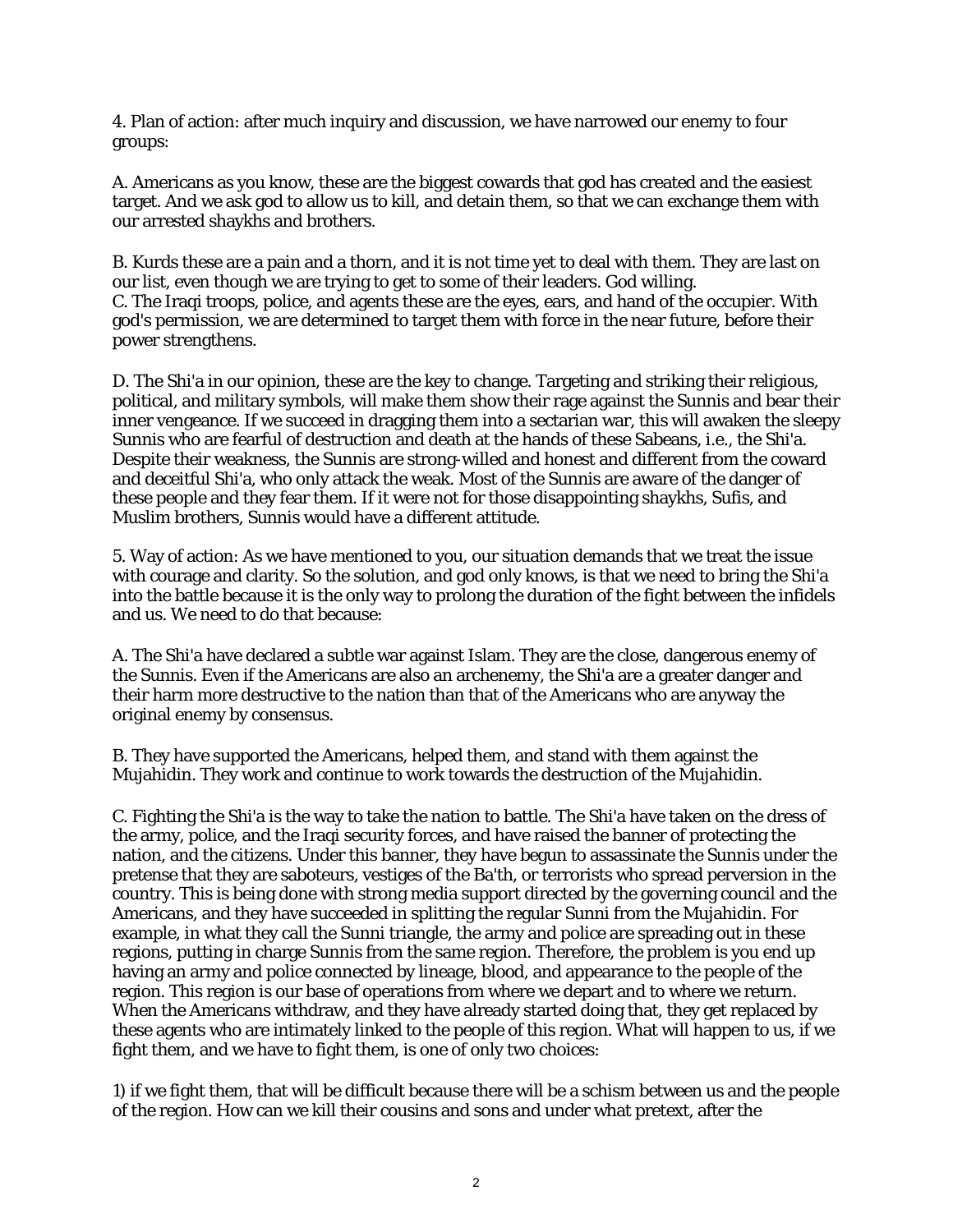4. Plan of action: after much inquiry and discussion, we have narrowed our enemy to four groups:

A. Americans as you know, these are the biggest cowards that god has created and the easiest target. And we ask god to allow us to kill, and detain them, so that we can exchange them with our arrested shaykhs and brothers.

B. Kurds these are a pain and a thorn, and it is not time yet to deal with them. They are last on our list, even though we are trying to get to some of their leaders. God willing.
C. The Iraqi troops, police, and agents these are the eyes, ears, and hand of the occupier. With god's permission, we are determined to target them with force in the near future, before their power strengthens.

D. The Shi'a in our opinion, these are the key to change. Targeting and striking their religious, political, and military symbols, will make them show their rage against the Sunnis and bear their inner vengeance. If we succeed in dragging them into a sectarian war, this will awaken the sleepy Sunnis who are fearful of destruction and death at the hands of these Sabeans, i.e., the Shi'a. Despite their weakness, the Sunnis are strong-willed and honest and different from the coward and deceitful Shi'a, who only attack the weak. Most of the Sunnis are aware of the danger of these people and they fear them. If it were not for those disappointing shaykhs, Sufis, and Muslim brothers, Sunnis would have a different attitude.

5. Way of action: As we have mentioned to you, our situation demands that we treat the issue with courage and clarity. So the solution, and god only knows, is that we need to bring the Shi'a into the battle because it is the only way to prolong the duration of the fight between the infidels and us. We need to do that because:

A. The Shi'a have declared a subtle war against Islam. They are the close, dangerous enemy of the Sunnis. Even if the Americans are also an archenemy, the Shi'a are a greater danger and their harm more destructive to the nation than that of the Americans who are anyway the original enemy by consensus.

B. They have supported the Americans, helped them, and stand with them against the Mujahidin. They work and continue to work towards the destruction of the Mujahidin.

C. Fighting the Shi'a is the way to take the nation to battle. The Shi'a have taken on the dress of the army, police, and the Iraqi security forces, and have raised the banner of protecting the nation, and the citizens. Under this banner, they have begun to assassinate the Sunnis under the pretense that they are saboteurs, vestiges of the Ba'th, or terrorists who spread perversion in the country. This is being done with strong media support directed by the governing council and the Americans, and they have succeeded in splitting the regular Sunni from the Mujahidin. For example, in what they call the Sunni triangle, the army and police are spreading out in these regions, putting in charge Sunnis from the same region. Therefore, the problem is you end up having an army and police connected by lineage, blood, and appearance to the people of the region. This region is our base of operations from where we depart and to where we return. When the Americans withdraw, and they have already started doing that, they get replaced by these agents who are intimately linked to the people of this region. What will happen to us, if we fight them, and we have to fight them, is one of only two choices:

1) if we fight them, that will be difficult because there will be a schism between us and the people of the region. How can we kill their cousins and sons and under what pretext, after the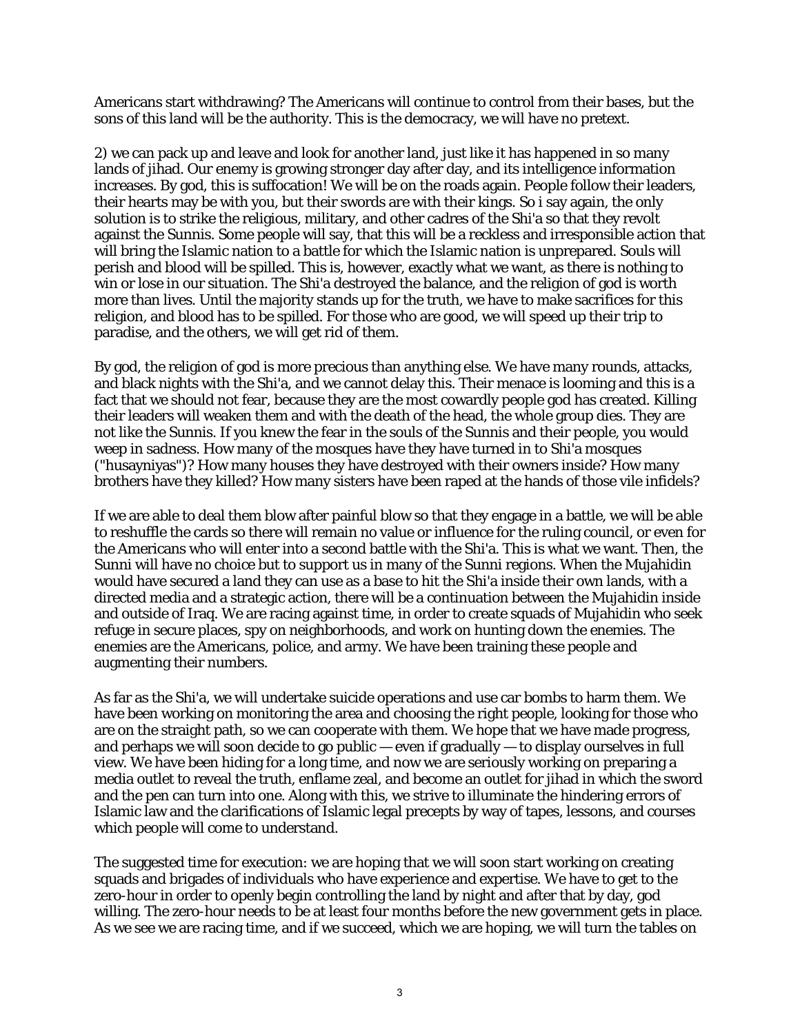Americans start withdrawing? The Americans will continue to control from their bases, but the sons of this land will be the authority. This is the democracy, we will have no pretext.

2) we can pack up and leave and look for another land, just like it has happened in so many lands of jihad. Our enemy is growing stronger day after day, and its intelligence information increases. By god, this is suffocation! We will be on the roads again. People follow their leaders, their hearts may be with you, but their swords are with their kings. So i say again, the only solution is to strike the religious, military, and other cadres of the Shi'a so that they revolt against the Sunnis. Some people will say, that this will be a reckless and irresponsible action that will bring the Islamic nation to a battle for which the Islamic nation is unprepared. Souls will perish and blood will be spilled. This is, however, exactly what we want, as there is nothing to win or lose in our situation. The Shi'a destroyed the balance, and the religion of god is worth more than lives. Until the majority stands up for the truth, we have to make sacrifices for this religion, and blood has to be spilled. For those who are good, we will speed up their trip to paradise, and the others, we will get rid of them.

By god, the religion of god is more precious than anything else. We have many rounds, attacks, and black nights with the Shi'a, and we cannot delay this. Their menace is looming and this is a fact that we should not fear, because they are the most cowardly people god has created. Killing their leaders will weaken them and with the death of the head, the whole group dies. They are not like the Sunnis. If you knew the fear in the souls of the Sunnis and their people, you would weep in sadness. How many of the mosques have they have turned in to Shi'a mosques ("husayniyas")? How many houses they have destroyed with their owners inside? How many brothers have they killed? How many sisters have been raped at the hands of those vile infidels?

If we are able to deal them blow after painful blow so that they engage in a battle, we will be able to reshuffle the cards so there will remain no value or influence for the ruling council, or even for the Americans who will enter into a second battle with the Shi'a. This is what we want. Then, the Sunni will have no choice but to support us in many of the Sunni regions. When the Mujahidin would have secured a land they can use as a base to hit the Shi'a inside their own lands, with a directed media and a strategic action, there will be a continuation between the Mujahidin inside and outside of Iraq. We are racing against time, in order to create squads of Mujahidin who seek refuge in secure places, spy on neighborhoods, and work on hunting down the enemies. The enemies are the Americans, police, and army. We have been training these people and augmenting their numbers.

As far as the Shi'a, we will undertake suicide operations and use car bombs to harm them. We have been working on monitoring the area and choosing the right people, looking for those who are on the straight path, so we can cooperate with them. We hope that we have made progress, and perhaps we will soon decide to go public — even if gradually — to display ourselves in full view. We have been hiding for a long time, and now we are seriously working on preparing a media outlet to reveal the truth, enflame zeal, and become an outlet for jihad in which the sword and the pen can turn into one. Along with this, we strive to illuminate the hindering errors of Islamic law and the clarifications of Islamic legal precepts by way of tapes, lessons, and courses which people will come to understand.

The suggested time for execution: we are hoping that we will soon start working on creating squads and brigades of individuals who have experience and expertise. We have to get to the zero-hour in order to openly begin controlling the land by night and after that by day, god willing. The zero-hour needs to be at least four months before the new government gets in place. As we see we are racing time, and if we succeed, which we are hoping, we will turn the tables on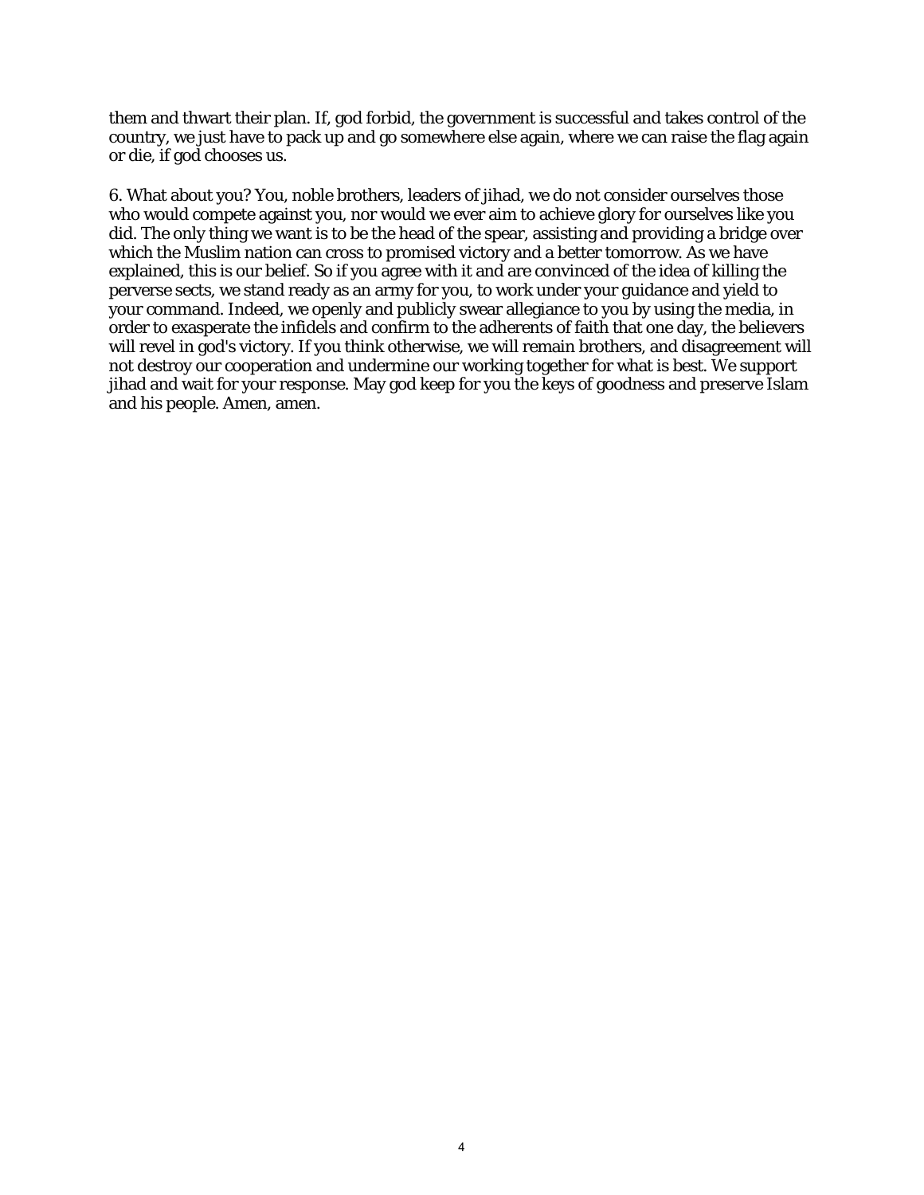them and thwart their plan. If, god forbid, the government is successful and takes control of the country, we just have to pack up and go somewhere else again, where we can raise the flag again or die, if god chooses us.

6. What about you? You, noble brothers, leaders of jihad, we do not consider ourselves those who would compete against you, nor would we ever aim to achieve glory for ourselves like you did. The only thing we want is to be the head of the spear, assisting and providing a bridge over which the Muslim nation can cross to promised victory and a better tomorrow. As we have explained, this is our belief. So if you agree with it and are convinced of the idea of killing the perverse sects, we stand ready as an army for you, to work under your guidance and yield to your command. Indeed, we openly and publicly swear allegiance to you by using the media, in order to exasperate the infidels and confirm to the adherents of faith that one day, the believers will revel in god's victory. If you think otherwise, we will remain brothers, and disagreement will not destroy our cooperation and undermine our working together for what is best. We support jihad and wait for your response. May god keep for you the keys of goodness and preserve Islam and his people. Amen, amen.